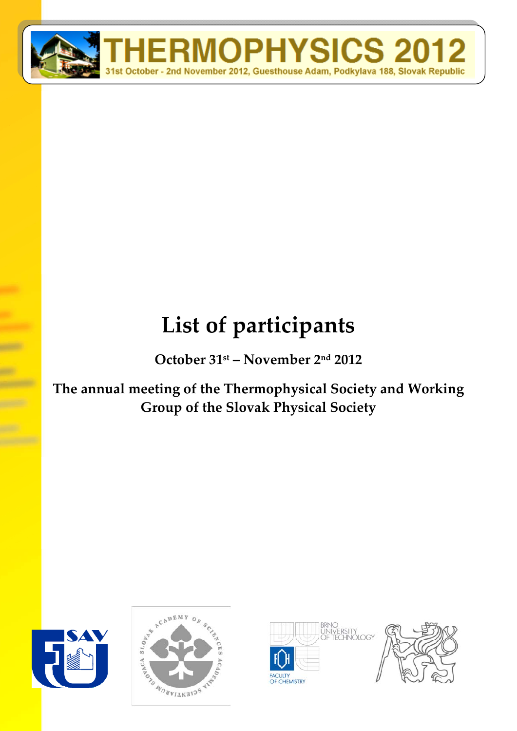THERMOPHYSICS 2012

31st October - 2nd November 2012, Guesthouse Adam, Podkylava 188, Slovak Republic

# List of participants

**October 31st – November 2nd 2012**

**The annual meeting of the Thermophysical Society and Working Group of the Slovak Physical Society**

SAV

BRNO UNIVERSITY OF TECHNOLOGY

FACULTY OF CHEMISTRY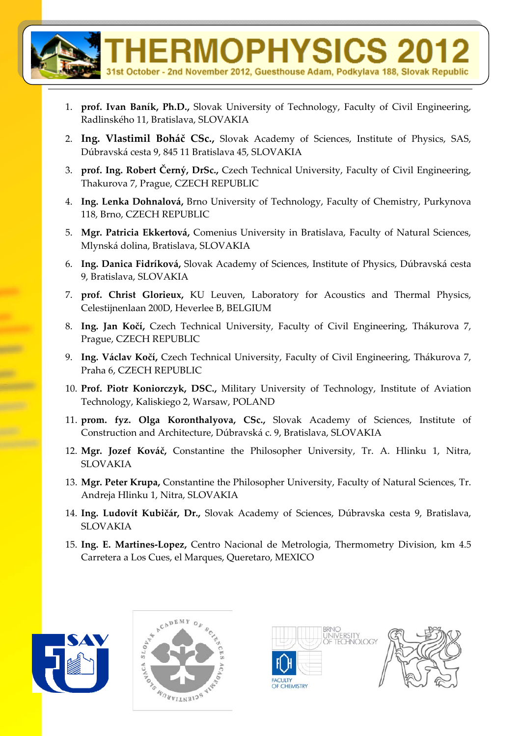1. **prof. Ivan Baník, Ph.D.,** Slovak University of Technology, Faculty of Civil Engineering, Radlinského 11, Bratislava, SLOVAKIA
2. **Ing. Vlastimil Boháč CSc.,** Slovak Academy of Sciences, Institute of Physics, SAS, Dúbravská cesta 9, 845 11 Bratislava 45, SLOVAKIA
3. **prof. Ing. Robert Černý, DrSc.,** Czech Technical University, Faculty of Civil Engineering, Thakurova 7, Prague, CZECH REPUBLIC
4. **Ing. Lenka Dohnalová,** Brno University of Technology, Faculty of Chemistry, Purkynova 118, Brno, CZECH REPUBLIC
5. **Mgr. Patricia Ekkertová,** Comenius University in Bratislava, Faculty of Natural Sciences, Mlynská dolina, Bratislava, SLOVAKIA
6. **Ing. Danica Fidríková,** Slovak Academy of Sciences, Institute of Physics, Dúbravská cesta 9, Bratislava, SLOVAKIA
7. **prof. Christ Glorieux,** KU Leuven, Laboratory for Acoustics and Thermal Physics, Celestijnenlaan 200D, Heverlee B, BELGIUM
8. **Ing. Jan Kočí,** Czech Technical University, Faculty of Civil Engineering, Thákurova 7, Prague, CZECH REPUBLIC
9. **Ing. Václav Kočí,** Czech Technical University, Faculty of Civil Engineering, Thákurova 7, Praha 6, CZECH REPUBLIC
10. **Prof. Piotr Koniorczyk, DSC.,** Military University of Technology, Institute of Aviation Technology, Kaliskiego 2, Warsaw, POLAND
11. **prom. fyz. Olga Koronthalyova, CSc.,** Slovak Academy of Sciences, Institute of Construction and Architecture, Dúbravská c. 9, Bratislava, SLOVAKIA
12. **Mgr. Jozef Kováč,** Constantine the Philosopher University, Tr. A. Hlinku 1, Nitra, SLOVAKIA
13. **Mgr. Peter Krupa,** Constantine the Philosopher University, Faculty of Natural Sciences, Tr. Andreja Hlinku 1, Nitra, SLOVAKIA
14. **Ing. Ludovít Kubičár, Dr.,** Slovak Academy of Sciences, Dúbravska cesta 9, Bratislava, SLOVAKIA
15. **Ing. E. Martines-Lopez,** Centro Nacional de Metrologia, Thermometry Division, km 4.5 Carretera a Los Cues, el Marques, Queretaro, MEXICO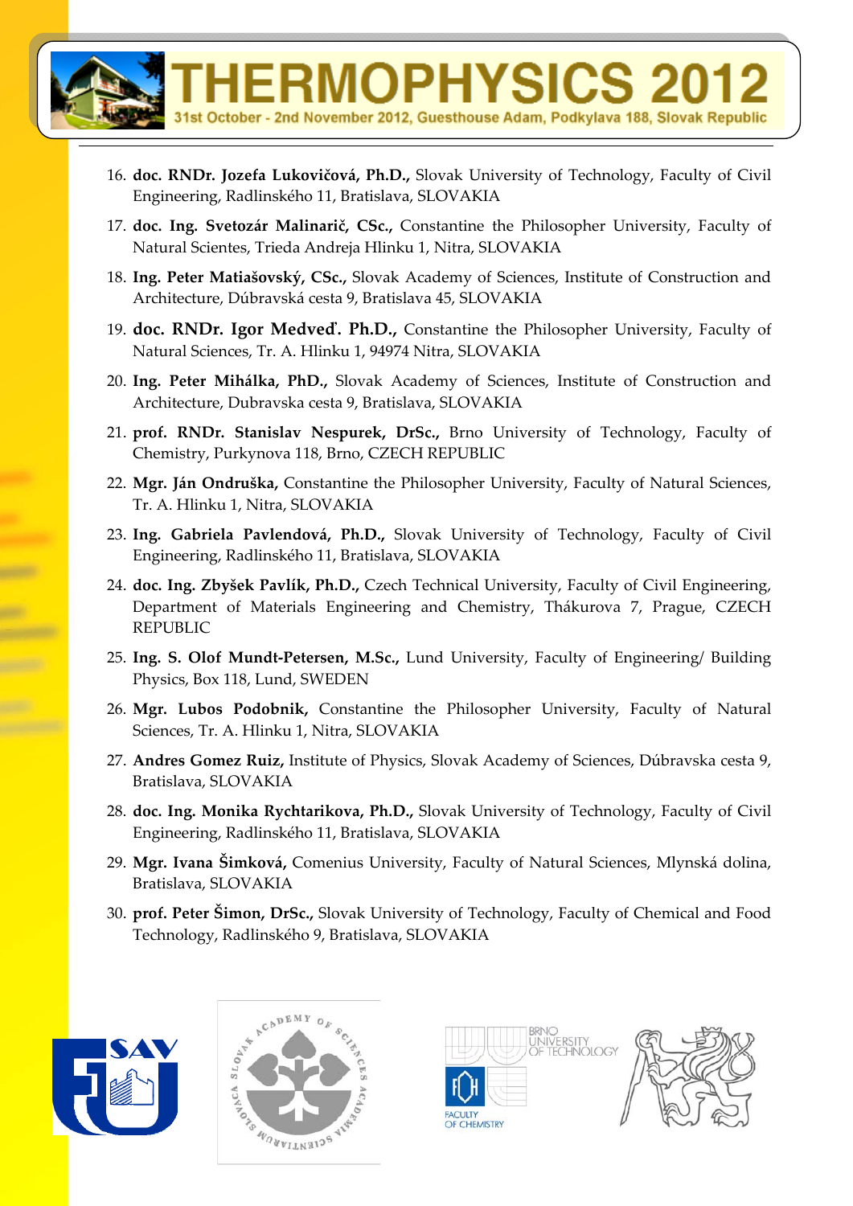16. **doc. RNDr. Jozefa Lukovičová, Ph.D.,** Slovak University of Technology, Faculty of Civil Engineering, Radlinského 11, Bratislava, SLOVAKIA
17. **doc. Ing. Svetozár Malinarič, CSc.,** Constantine the Philosopher University, Faculty of Natural Scientes, Trieda Andreja Hlinku 1, Nitra, SLOVAKIA
18. **Ing. Peter Matiašovský, CSc.,** Slovak Academy of Sciences, Institute of Construction and Architecture, Dúbravská cesta 9, Bratislava 45, SLOVAKIA
19. **doc. RNDr. Igor Medveď. Ph.D.,** Constantine the Philosopher University, Faculty of Natural Sciences, Tr. A. Hlinku 1, 94974 Nitra, SLOVAKIA
20. **Ing. Peter Mihálka, PhD.,** Slovak Academy of Sciences, Institute of Construction and Architecture, Dubravska cesta 9, Bratislava, SLOVAKIA
21. **prof. RNDr. Stanislav Nespurek, DrSc.,** Brno University of Technology, Faculty of Chemistry, Purkynova 118, Brno, CZECH REPUBLIC
22. **Mgr. Ján Ondruška,** Constantine the Philosopher University, Faculty of Natural Sciences, Tr. A. Hlinku 1, Nitra, SLOVAKIA
23. **Ing. Gabriela Pavlendová, Ph.D.,** Slovak University of Technology, Faculty of Civil Engineering, Radlinského 11, Bratislava, SLOVAKIA
24. **doc. Ing. Zbyšek Pavlík, Ph.D.,** Czech Technical University, Faculty of Civil Engineering, Department of Materials Engineering and Chemistry, Thákurova 7, Prague, CZECH REPUBLIC
25. **Ing. S. Olof Mundt-Petersen, M.Sc.,** Lund University, Faculty of Engineering/ Building Physics, Box 118, Lund, SWEDEN
26. **Mgr. Lubos Podobnik,** Constantine the Philosopher University, Faculty of Natural Sciences, Tr. A. Hlinku 1, Nitra, SLOVAKIA
27. **Andres Gomez Ruiz,** Institute of Physics, Slovak Academy of Sciences, Dúbravska cesta 9, Bratislava, SLOVAKIA
28. **doc. Ing. Monika Rychtarikova, Ph.D.,** Slovak University of Technology, Faculty of Civil Engineering, Radlinského 11, Bratislava, SLOVAKIA
29. **Mgr. Ivana Šimková,** Comenius University, Faculty of Natural Sciences, Mlynská dolina, Bratislava, SLOVAKIA
30. **prof. Peter Šimon, DrSc.,** Slovak University of Technology, Faculty of Chemical and Food Technology, Radlinského 9, Bratislava, SLOVAKIA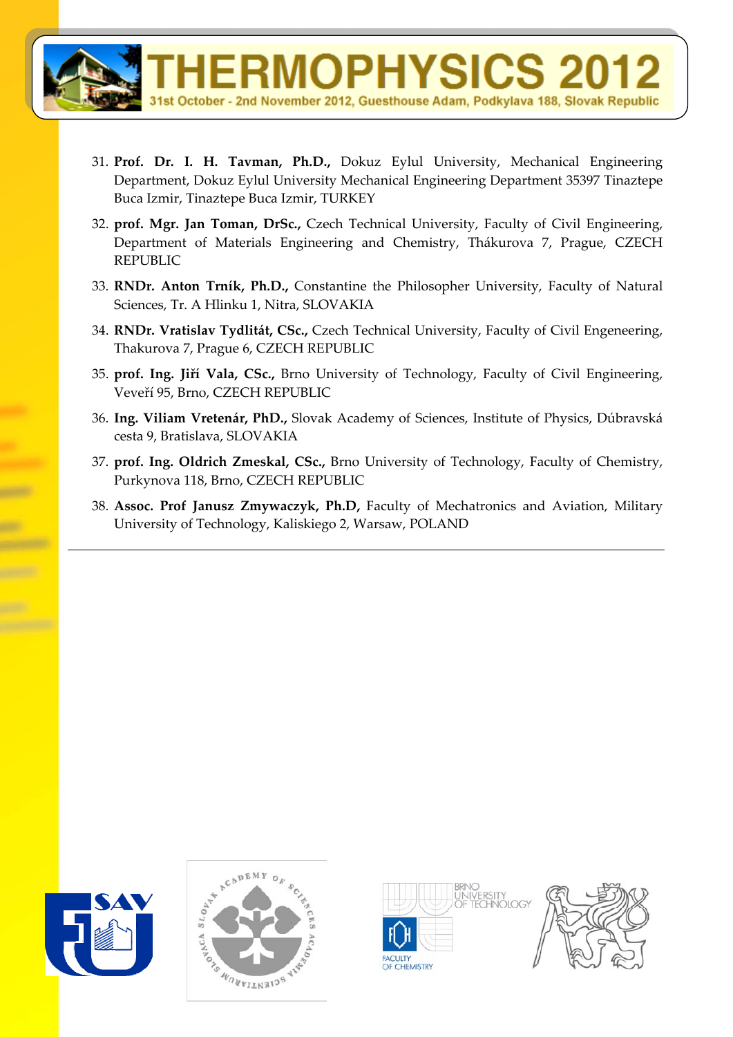31. **Prof. Dr. I. H. Tavman, Ph.D.,** Dokuz Eylul University, Mechanical Engineering Department, Dokuz Eylul University Mechanical Engineering Department 35397 Tinaztepe Buca Izmir, Tinaztepe Buca Izmir, TURKEY
32. **prof. Mgr. Jan Toman, DrSc.,** Czech Technical University, Faculty of Civil Engineering, Department of Materials Engineering and Chemistry, Thákurova 7, Prague, CZECH REPUBLIC
33. **RNDr. Anton Trník, Ph.D.,** Constantine the Philosopher University, Faculty of Natural Sciences, Tr. A Hlinku 1, Nitra, SLOVAKIA
34. **RNDr. Vratislav Tydlitát, CSc.,** Czech Technical University, Faculty of Civil Engeneering, Thakurova 7, Prague 6, CZECH REPUBLIC
35. **prof. Ing. Jiří Vala, CSc.,** Brno University of Technology, Faculty of Civil Engineering, Veveří 95, Brno, CZECH REPUBLIC
36. **Ing. Viliam Vretenár, PhD.,** Slovak Academy of Sciences, Institute of Physics, Dúbravská cesta 9, Bratislava, SLOVAKIA
37. **prof. Ing. Oldrich Zmeskal, CSc.,** Brno University of Technology, Faculty of Chemistry, Purkynova 118, Brno, CZECH REPUBLIC
38. **Assoc. Prof Janusz Zmywaczyk, Ph.D,** Faculty of Mechatronics and Aviation, Military University of Technology, Kaliskiego 2, Warsaw, POLAND